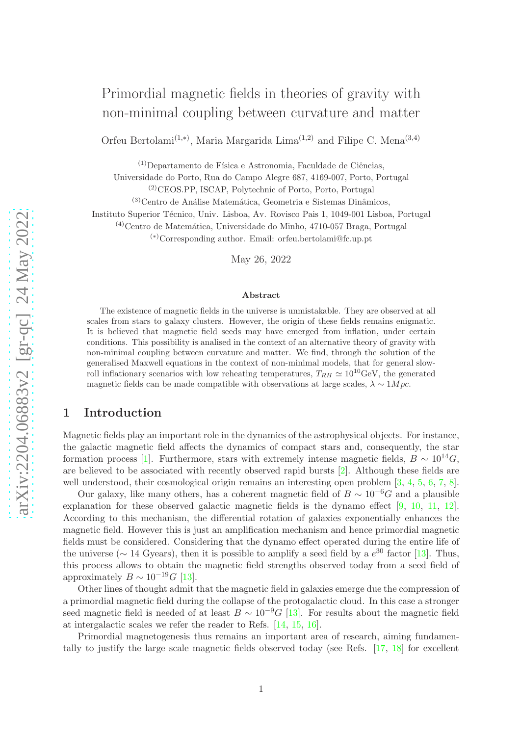# Primordial magnetic fields in theories of gravity with non-minimal coupling between curvature and matter

Orfeu Bertolami[(1,*)], Maria Margarida Lima[(1,2)] and Filipe C. Mena[(3,4)]

[(1)]Departamento de Física e Astronomia, Faculdade de Ciências, Universidade do Porto, Rua do Campo Alegre 687, 4169-007, Porto, Portugal

[(2)]CEOS.PP, ISCAP, Polytechnic of Porto, Porto, Portugal

[(3)]Centro de Análise Matemática, Geometria e Sistemas Dinâmicos, Instituto Superior Técnico, Univ. Lisboa, Av. Rovisco Pais 1, 1049-001 Lisboa, Portugal

[(4)]Centro de Matemática, Universidade do Minho, 4710-057 Braga, Portugal

[(*)]Corresponding author. Email: orfeu.bertolami@fc.up.pt

May 26, 2022

### Abstract

The existence of magnetic fields in the universe is unmistakable. They are observed at all scales from stars to galaxy clusters. However, the origin of these fields remains enigmatic. It is believed that magnetic field seeds may have emerged from inflation, under certain conditions. This possibility is analised in the context of an alternative theory of gravity with non-minimal coupling between curvature and matter. We find, through the solution of the generalised Maxwell equations in the context of non-minimal models, that for general slow-roll inflationary scenarios with low reheating temperatures, $T_{RH} \simeq 10^{10}$GeV, the generated magnetic fields can be made compatible with observations at large scales, $\lambda \sim 1Mpc$.

## 1 Introduction

Magnetic fields play an important role in the dynamics of the astrophysical objects. For instance, the galactic magnetic field affects the dynamics of compact stars and, consequently, the star formation process [1]. Furthermore, stars with extremely intense magnetic fields, $B \sim 10^{14}G$, are believed to be associated with recently observed rapid bursts [2]. Although these fields are well understood, their cosmological origin remains an interesting open problem [3, 4, 5, 6, 7, 8].

Our galaxy, like many others, has a coherent magnetic field of $B \sim 10^{-6}G$ and a plausible explanation for these observed galactic magnetic fields is the dynamo effect [9, 10, 11, 12]. According to this mechanism, the differential rotation of galaxies exponentially enhances the magnetic field. However this is just an amplification mechanism and hence primordial magnetic fields must be considered. Considering that the dynamo effect operated during the entire life of the universe ($\sim$ 14 Gyears), then it is possible to amplify a seed field by a $e^{30}$ factor [13]. Thus, this process allows to obtain the magnetic field strengths observed today from a seed field of approximately $B \sim 10^{-19}G$ [13].

Other lines of thought admit that the magnetic field in galaxies emerge due the compression of a primordial magnetic field during the collapse of the protogalactic cloud. In this case a stronger seed magnetic field is needed of at least $B \sim 10^{-9}G$ [13]. For results about the magnetic field at intergalactic scales we refer the reader to Refs. [14, 15, 16].

Primordial magnetogenesis thus remains an important area of research, aiming fundamentally to justify the large scale magnetic fields observed today (see Refs. [17, 18] for excellent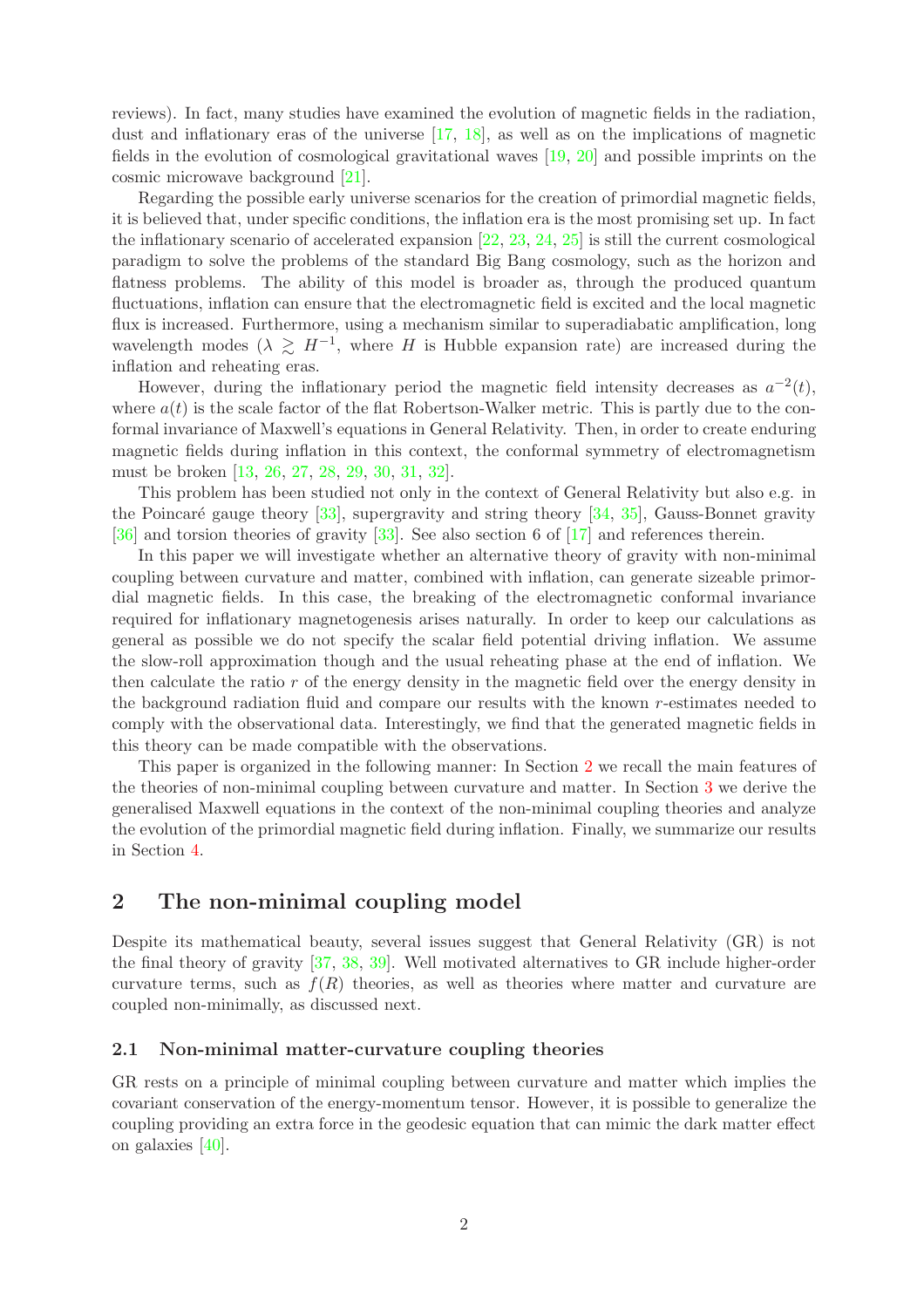reviews). In fact, many studies have examined the evolution of magnetic fields in the radiation, dust and inflationary eras of the universe [17, 18], as well as on the implications of magnetic fields in the evolution of cosmological gravitational waves [19, 20] and possible imprints on the cosmic microwave background [21].

Regarding the possible early universe scenarios for the creation of primordial magnetic fields, it is believed that, under specific conditions, the inflation era is the most promising set up. In fact the inflationary scenario of accelerated expansion [22, 23, 24, 25] is still the current cosmological paradigm to solve the problems of the standard Big Bang cosmology, such as the horizon and flatness problems. The ability of this model is broader as, through the produced quantum fluctuations, inflation can ensure that the electromagnetic field is excited and the local magnetic flux is increased. Furthermore, using a mechanism similar to superadiabatic amplification, long wavelength modes ($\lambda \gtrsim H^{-1}$, where $H$ is Hubble expansion rate) are increased during the inflation and reheating eras.

However, during the inflationary period the magnetic field intensity decreases as $a^{-2}(t)$, where $a(t)$ is the scale factor of the flat Robertson-Walker metric. This is partly due to the conformal invariance of Maxwell's equations in General Relativity. Then, in order to create enduring magnetic fields during inflation in this context, the conformal symmetry of electromagnetism must be broken [13, 26, 27, 28, 29, 30, 31, 32].

This problem has been studied not only in the context of General Relativity but also e.g. in the Poincaré gauge theory [33], supergravity and string theory [34, 35], Gauss-Bonnet gravity [36] and torsion theories of gravity [33]. See also section 6 of [17] and references therein.

In this paper we will investigate whether an alternative theory of gravity with non-minimal coupling between curvature and matter, combined with inflation, can generate sizeable primordial magnetic fields. In this case, the breaking of the electromagnetic conformal invariance required for inflationary magnetogenesis arises naturally. In order to keep our calculations as general as possible we do not specify the scalar field potential driving inflation. We assume the slow-roll approximation though and the usual reheating phase at the end of inflation. We then calculate the ratio $r$ of the energy density in the magnetic field over the energy density in the background radiation fluid and compare our results with the known $r$-estimates needed to comply with the observational data. Interestingly, we find that the generated magnetic fields in this theory can be made compatible with the observations.

This paper is organized in the following manner: In Section 2 we recall the main features of the theories of non-minimal coupling between curvature and matter. In Section 3 we derive the generalised Maxwell equations in the context of the non-minimal coupling theories and analyze the evolution of the primordial magnetic field during inflation. Finally, we summarize our results in Section 4.

## 2 The non-minimal coupling model

Despite its mathematical beauty, several issues suggest that General Relativity (GR) is not the final theory of gravity [37, 38, 39]. Well motivated alternatives to GR include higher-order curvature terms, such as $f(R)$ theories, as well as theories where matter and curvature are coupled non-minimally, as discussed next.

### 2.1 Non-minimal matter-curvature coupling theories

GR rests on a principle of minimal coupling between curvature and matter which implies the covariant conservation of the energy-momentum tensor. However, it is possible to generalize the coupling providing an extra force in the geodesic equation that can mimic the dark matter effect on galaxies [40].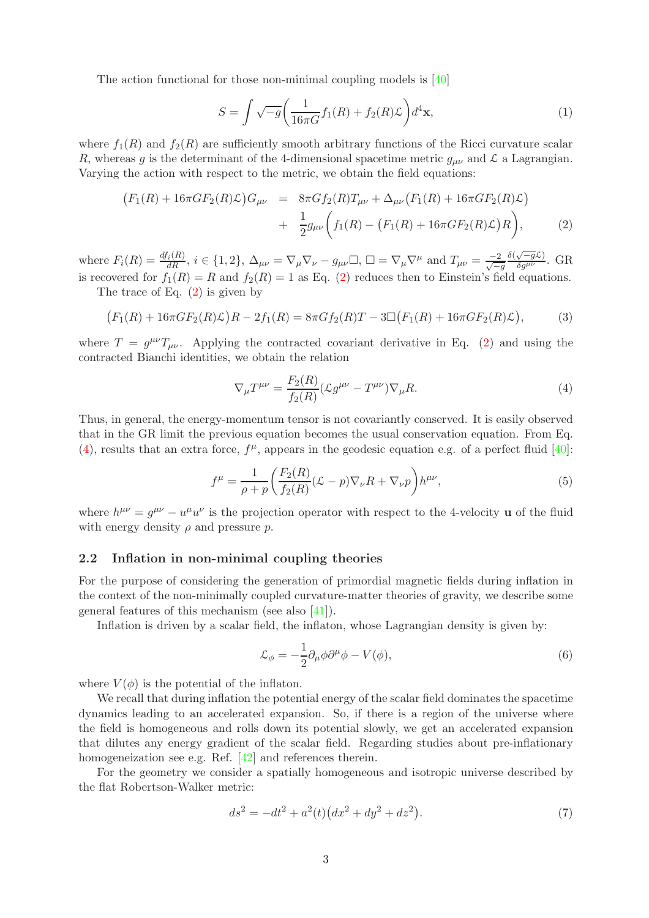The action functional for those non-minimal coupling models is [40]

$$S = \int \sqrt{-g}\bigg(\frac{1}{16\pi G}f_1(R) + f_2(R)\mathcal{L}\bigg)d^4\mathbf{x}, \tag{1}$$

where $f_1(R)$ and $f_2(R)$ are sufficiently smooth arbitrary functions of the Ricci curvature scalar $R$, whereas $g$ is the determinant of the 4-dimensional spacetime metric $g_{\mu\nu}$ and $\mathcal{L}$ a Lagrangian. Varying the action with respect to the metric, we obtain the field equations:

$$\begin{aligned}\big(F_1(R) + 16\pi G F_2(R)\mathcal{L}\big)G_{\mu\nu} &= 8\pi G f_2(R)T_{\mu\nu} + \Delta_{\mu\nu}\big(F_1(R) + 16\pi G F_2(R)\mathcal{L}\big) \\ &+ \frac{1}{2}g_{\mu\nu}\bigg(f_1(R) - \big(F_1(R) + 16\pi G F_2(R)\mathcal{L}\big)R\bigg),\end{aligned} \tag{2}$$

where $F_i(R) = \frac{df_i(R)}{dR}$, $i \in \{1,2\}$, $\Delta_{\mu\nu} = \nabla_\mu\nabla_\nu - g_{\mu\nu}\Box$, $\Box = \nabla_\mu\nabla^\mu$ and $T_{\mu\nu} = \frac{-2}{\sqrt{-g}}\frac{\delta(\sqrt{-g}\mathcal{L})}{\delta g^{\mu\nu}}$. GR is recovered for $f_1(R) = R$ and $f_2(R) = 1$ as Eq. (2) reduces then to Einstein's field equations.

The trace of Eq. (2) is given by

$$\big(F_1(R) + 16\pi G F_2(R)\mathcal{L}\big)R - 2f_1(R) = 8\pi G f_2(R)T - 3\Box\big(F_1(R) + 16\pi G F_2(R)\mathcal{L}\big), \tag{3}$$

where $T = g^{\mu\nu}T_{\mu\nu}$. Applying the contracted covariant derivative in Eq. (2) and using the contracted Bianchi identities, we obtain the relation

$$\nabla_\mu T^{\mu\nu} = \frac{F_2(R)}{f_2(R)}(\mathcal{L}g^{\mu\nu} - T^{\mu\nu})\nabla_\mu R. \tag{4}$$

Thus, in general, the energy-momentum tensor is not covariantly conserved. It is easily observed that in the GR limit the previous equation becomes the usual conservation equation. From Eq. (4), results that an extra force, $f^\mu$, appears in the geodesic equation e.g. of a perfect fluid [40]:

$$f^\mu = \frac{1}{\rho + p}\bigg(\frac{F_2(R)}{f_2(R)}(\mathcal{L} - p)\nabla_\nu R + \nabla_\nu p\bigg)h^{\mu\nu}, \tag{5}$$

where $h^{\mu\nu} = g^{\mu\nu} - u^\mu u^\nu$ is the projection operator with respect to the 4-velocity $\mathbf{u}$ of the fluid with energy density $\rho$ and pressure $p$.

### 2.2 Inflation in non-minimal coupling theories

For the purpose of considering the generation of primordial magnetic fields during inflation in the context of the non-minimally coupled curvature-matter theories of gravity, we describe some general features of this mechanism (see also [41]).

Inflation is driven by a scalar field, the inflaton, whose Lagrangian density is given by:

$$\mathcal{L}_\phi = -\frac{1}{2}\partial_\mu\phi\partial^\mu\phi - V(\phi), \tag{6}$$

where $V(\phi)$ is the potential of the inflaton.

We recall that during inflation the potential energy of the scalar field dominates the spacetime dynamics leading to an accelerated expansion. So, if there is a region of the universe where the field is homogeneous and rolls down its potential slowly, we get an accelerated expansion that dilutes any energy gradient of the scalar field. Regarding studies about pre-inflationary homogeneization see e.g. Ref. [42] and references therein.

For the geometry we consider a spatially homogeneous and isotropic universe described by the flat Robertson-Walker metric:

$$ds^2 = -dt^2 + a^2(t)\big(dx^2 + dy^2 + dz^2\big). \tag{7}$$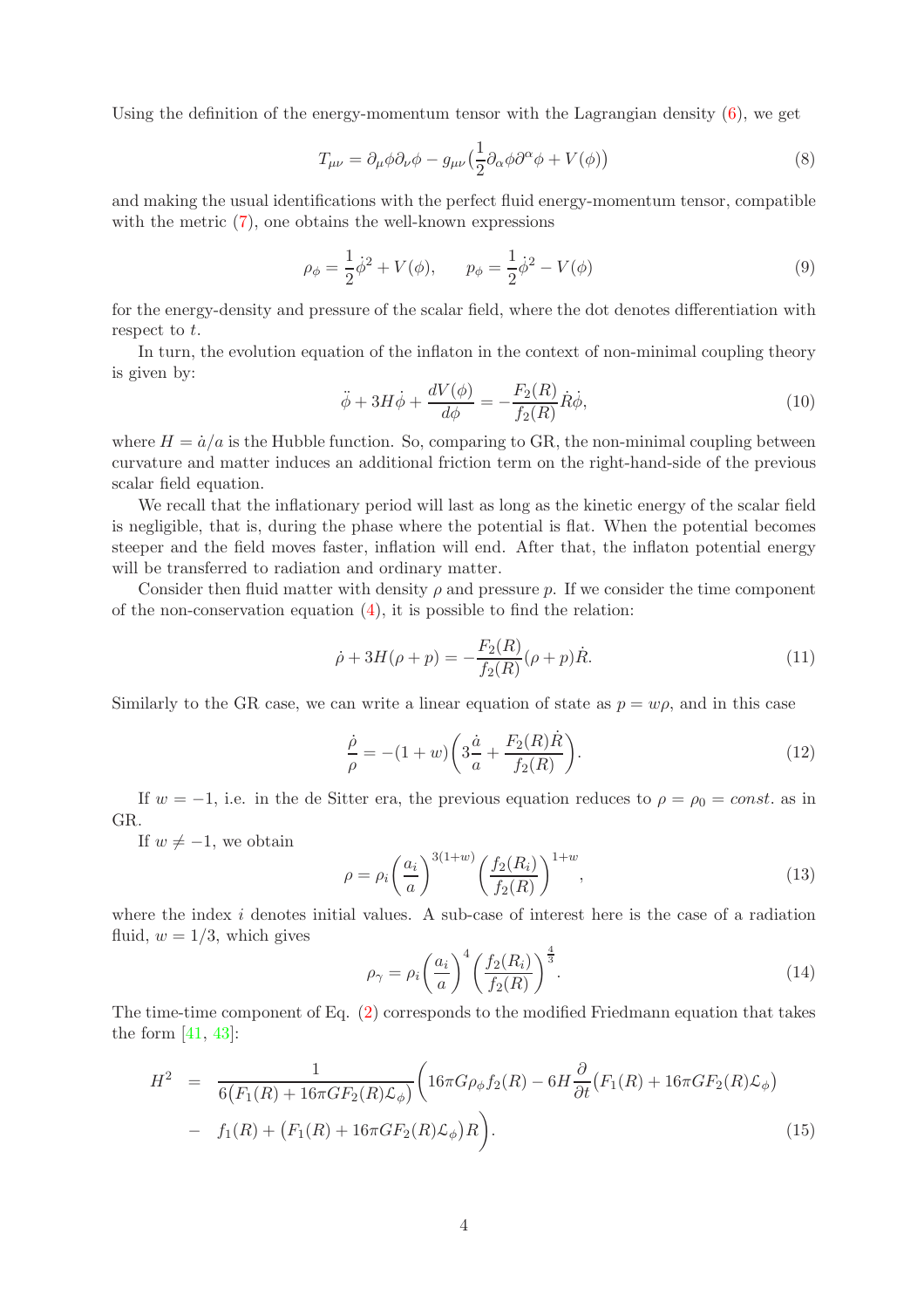Using the definition of the energy-momentum tensor with the Lagrangian density (6), we get

$$T_{\mu\nu} = \partial_\mu \phi \partial_\nu \phi - g_{\mu\nu}\big(\frac{1}{2}\partial_\alpha \phi \partial^\alpha \phi + V(\phi)\big) \tag{8}$$

and making the usual identifications with the perfect fluid energy-momentum tensor, compatible with the metric (7), one obtains the well-known expressions

$$\rho_\phi = \frac{1}{2}\dot{\phi}^2 + V(\phi), \qquad p_\phi = \frac{1}{2}\dot{\phi}^2 - V(\phi) \tag{9}$$

for the energy-density and pressure of the scalar field, where the dot denotes differentiation with respect to $t$.

In turn, the evolution equation of the inflaton in the context of non-minimal coupling theory is given by:

$$\ddot{\phi} + 3H\dot{\phi} + \frac{dV(\phi)}{d\phi} = -\frac{F_2(R)}{f_2(R)}\dot{R}\dot{\phi}, \tag{10}$$

where $H = \dot{a}/a$ is the Hubble function. So, comparing to GR, the non-minimal coupling between curvature and matter induces an additional friction term on the right-hand-side of the previous scalar field equation.

We recall that the inflationary period will last as long as the kinetic energy of the scalar field is negligible, that is, during the phase where the potential is flat. When the potential becomes steeper and the field moves faster, inflation will end. After that, the inflaton potential energy will be transferred to radiation and ordinary matter.

Consider then fluid matter with density $\rho$ and pressure $p$. If we consider the time component of the non-conservation equation (4), it is possible to find the relation:

$$\dot{\rho} + 3H(\rho + p) = -\frac{F_2(R)}{f_2(R)}(\rho + p)\dot{R}. \tag{11}$$

Similarly to the GR case, we can write a linear equation of state as $p = w\rho$, and in this case

$$\frac{\dot{\rho}}{\rho} = -(1+w)\bigg(3\frac{\dot{a}}{a} + \frac{F_2(R)\dot{R}}{f_2(R)}\bigg). \tag{12}$$

If $w = -1$, i.e. in the de Sitter era, the previous equation reduces to $\rho = \rho_0 = const.$ as in GR.

If $w \neq -1$, we obtain

$$\rho = \rho_i \bigg(\frac{a_i}{a}\bigg)^{3(1+w)} \bigg(\frac{f_2(R_i)}{f_2(R)}\bigg)^{1+w}, \tag{13}$$

where the index $i$ denotes initial values. A sub-case of interest here is the case of a radiation fluid, $w = 1/3$, which gives

$$\rho_\gamma = \rho_i \bigg(\frac{a_i}{a}\bigg)^4 \bigg(\frac{f_2(R_i)}{f_2(R)}\bigg)^{\frac{4}{3}}. \tag{14}$$

The time-time component of Eq. (2) corresponds to the modified Friedmann equation that takes the form [41, 43]:

$$\begin{aligned} H^2 &= \frac{1}{6\big(F_1(R) + 16\pi G F_2(R)\mathcal{L}_\phi\big)}\bigg(16\pi G \rho_\phi f_2(R) - 6H\frac{\partial}{\partial t}\big(F_1(R) + 16\pi G F_2(R)\mathcal{L}_\phi\big) \\ &- f_1(R) + \big(F_1(R) + 16\pi G F_2(R)\mathcal{L}_\phi\big)R\bigg). \end{aligned} \tag{15}$$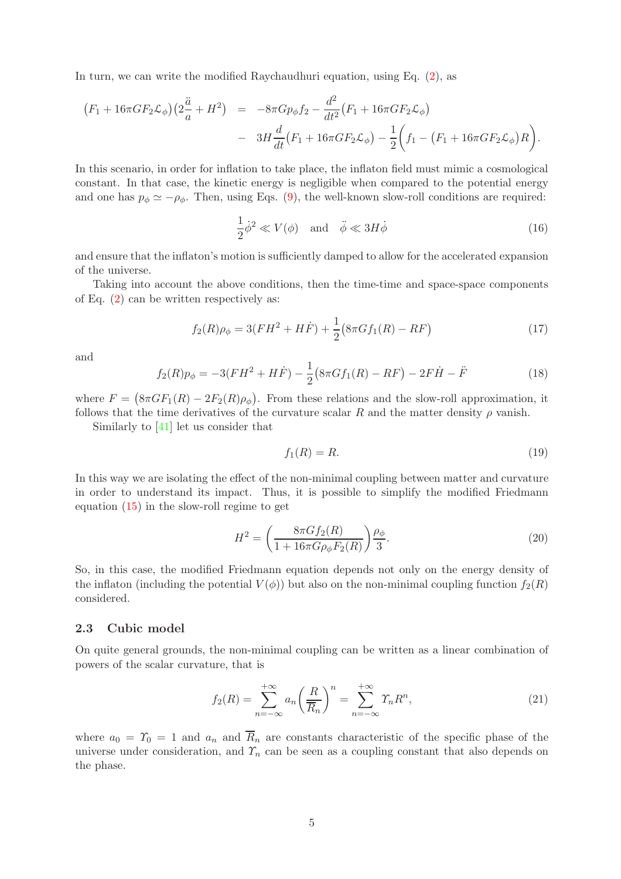In turn, we can write the modified Raychaudhuri equation, using Eq. (2), as

$$
\begin{aligned}
\big(F_1 + 16\pi G F_2 \mathcal{L}_\phi\big)\big(2\frac{\ddot{a}}{a} + H^2\big) &= -8\pi G p_\phi f_2 - \frac{d^2}{dt^2}\big(F_1 + 16\pi G F_2 \mathcal{L}_\phi\big) \\
&- 3H\frac{d}{dt}\big(F_1 + 16\pi G F_2 \mathcal{L}_\phi\big) - \frac{1}{2}\bigg(f_1 - \big(F_1 + 16\pi G F_2 \mathcal{L}_\phi\big)R\bigg).
\end{aligned}
$$

In this scenario, in order for inflation to take place, the inflaton field must mimic a cosmological constant. In that case, the kinetic energy is negligible when compared to the potential energy and one has $p_\phi \simeq -\rho_\phi$. Then, using Eqs. (9), the well-known slow-roll conditions are required:

$$
\frac{1}{2}\dot{\phi}^2 \ll V(\phi) \quad \text{and} \quad \ddot{\phi} \ll 3H\dot{\phi} \tag{16}
$$

and ensure that the inflaton's motion is sufficiently damped to allow for the accelerated expansion of the universe.

Taking into account the above conditions, then the time-time and space-space components of Eq. (2) can be written respectively as:

$$
f_2(R)\rho_\phi = 3(FH^2 + H\dot{F}) + \frac{1}{2}\big(8\pi G f_1(R) - RF\big) \tag{17}
$$

and

$$
f_2(R)p_\phi = -3(FH^2 + H\dot{F}) - \frac{1}{2}\big(8\pi G f_1(R) - RF\big) - 2F\dot{H} - \ddot{F} \tag{18}
$$

where $F = \big(8\pi G F_1(R) - 2F_2(R)\rho_\phi\big)$. From these relations and the slow-roll approximation, it follows that the time derivatives of the curvature scalar $R$ and the matter density $\rho$ vanish.

Similarly to [41] let us consider that

$$
f_1(R) = R. \tag{19}
$$

In this way we are isolating the effect of the non-minimal coupling between matter and curvature in order to understand its impact. Thus, it is possible to simplify the modified Friedmann equation (15) in the slow-roll regime to get

$$
H^2 = \left(\frac{8\pi G f_2(R)}{1 + 16\pi G \rho_\phi F_2(R)}\right)\frac{\rho_\phi}{3}. \tag{20}
$$

So, in this case, the modified Friedmann equation depends not only on the energy density of the inflaton (including the potential $V(\phi)$) but also on the non-minimal coupling function $f_2(R)$ considered.

### 2.3 Cubic model

On quite general grounds, the non-minimal coupling can be written as a linear combination of powers of the scalar curvature, that is

$$
f_2(R) = \sum_{n=-\infty}^{+\infty} a_n \left(\frac{R}{\overline{R}_n}\right)^n = \sum_{n=-\infty}^{+\infty} \varUpsilon_n R^n, \tag{21}
$$

where $a_0 = \varUpsilon_0 = 1$ and $a_n$ and $\overline{R}_n$ are constants characteristic of the specific phase of the universe under consideration, and $\varUpsilon_n$ can be seen as a coupling constant that also depends on the phase.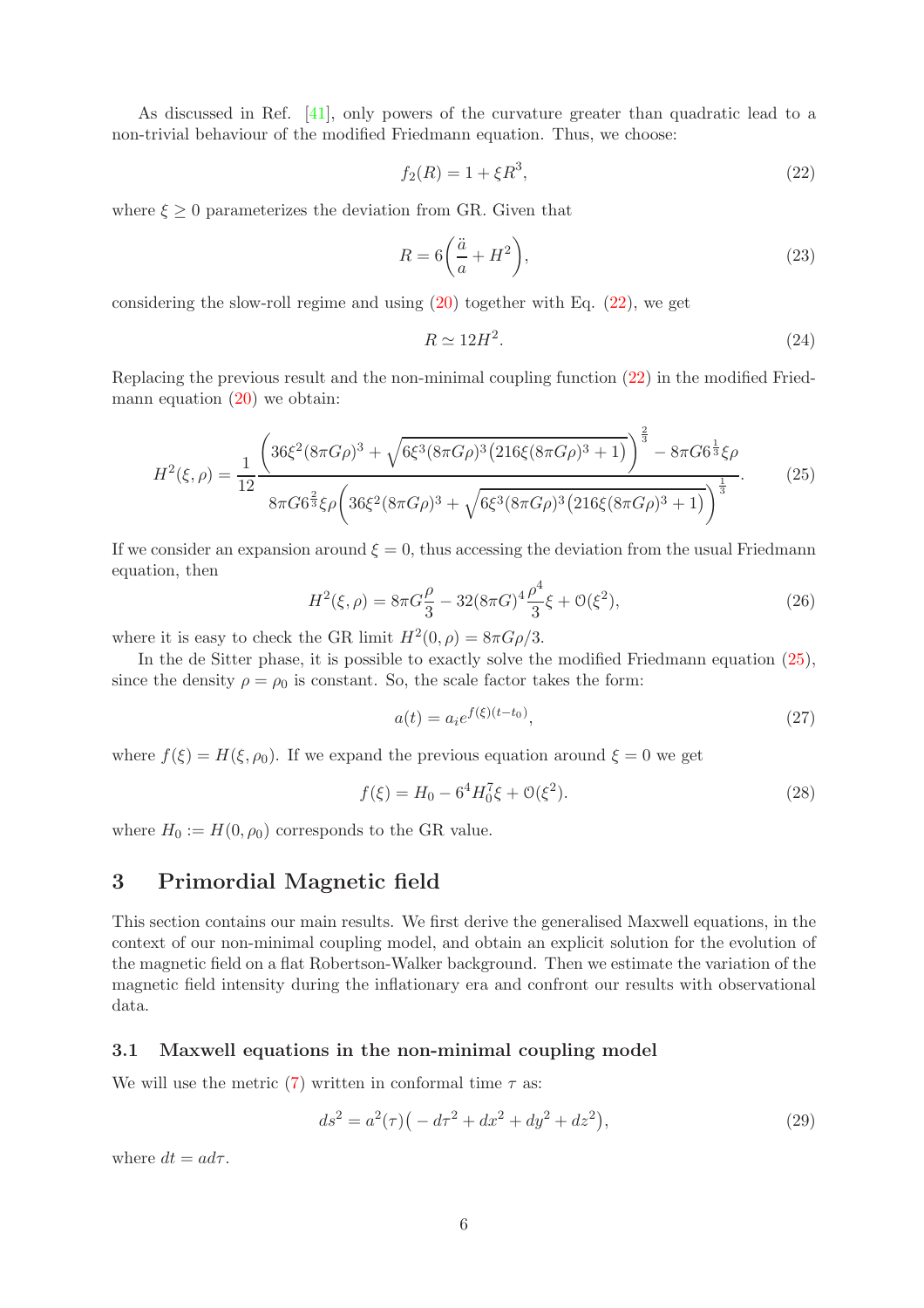As discussed in Ref. [41], only powers of the curvature greater than quadratic lead to a non-trivial behaviour of the modified Friedmann equation. Thus, we choose:

$$f_2(R) = 1 + \xi R^3, \tag{22}$$

where $\xi \geq 0$ parameterizes the deviation from GR. Given that

$$R = 6\left(\frac{\ddot{a}}{a} + H^2\right), \tag{23}$$

considering the slow-roll regime and using (20) together with Eq. (22), we get

$$R \simeq 12H^2. \tag{24}$$

Replacing the previous result and the non-minimal coupling function (22) in the modified Friedmann equation (20) we obtain:

$$H^2(\xi,\rho) = \frac{1}{12}\frac{\left(36\xi^2(8\pi G\rho)^3 + \sqrt{6\xi^3(8\pi G\rho)^3\big(216\xi(8\pi G\rho)^3+1\big)}\right)^{\frac{2}{3}} - 8\pi G 6^{\frac{1}{3}}\xi\rho}{8\pi G 6^{\frac{2}{3}}\xi\rho\left(36\xi^2(8\pi G\rho)^3 + \sqrt{6\xi^3(8\pi G\rho)^3\big(216\xi(8\pi G\rho)^3+1\big)}\right)^{\frac{1}{3}}}. \tag{25}$$

If we consider an expansion around $\xi = 0$, thus accessing the deviation from the usual Friedmann equation, then

$$H^2(\xi,\rho) = 8\pi G\frac{\rho}{3} - 32(8\pi G)^4\frac{\rho^4}{3}\xi + \mathcal{O}(\xi^2), \tag{26}$$

where it is easy to check the GR limit $H^2(0,\rho) = 8\pi G\rho/3$.

In the de Sitter phase, it is possible to exactly solve the modified Friedmann equation (25), since the density $\rho = \rho_0$ is constant. So, the scale factor takes the form:

$$a(t) = a_i e^{f(\xi)(t-t_0)}, \tag{27}$$

where $f(\xi) = H(\xi,\rho_0)$. If we expand the previous equation around $\xi = 0$ we get

$$f(\xi) = H_0 - 6^4 H_0^7\xi + \mathcal{O}(\xi^2). \tag{28}$$

where $H_0 := H(0,\rho_0)$ corresponds to the GR value.

## 3 Primordial Magnetic field

This section contains our main results. We first derive the generalised Maxwell equations, in the context of our non-minimal coupling model, and obtain an explicit solution for the evolution of the magnetic field on a flat Robertson-Walker background. Then we estimate the variation of the magnetic field intensity during the inflationary era and confront our results with observational data.

### 3.1 Maxwell equations in the non-minimal coupling model

We will use the metric (7) written in conformal time $\tau$ as:

$$ds^2 = a^2(\tau)\big(-d\tau^2 + dx^2 + dy^2 + dz^2\big), \tag{29}$$

where $dt = a d\tau$.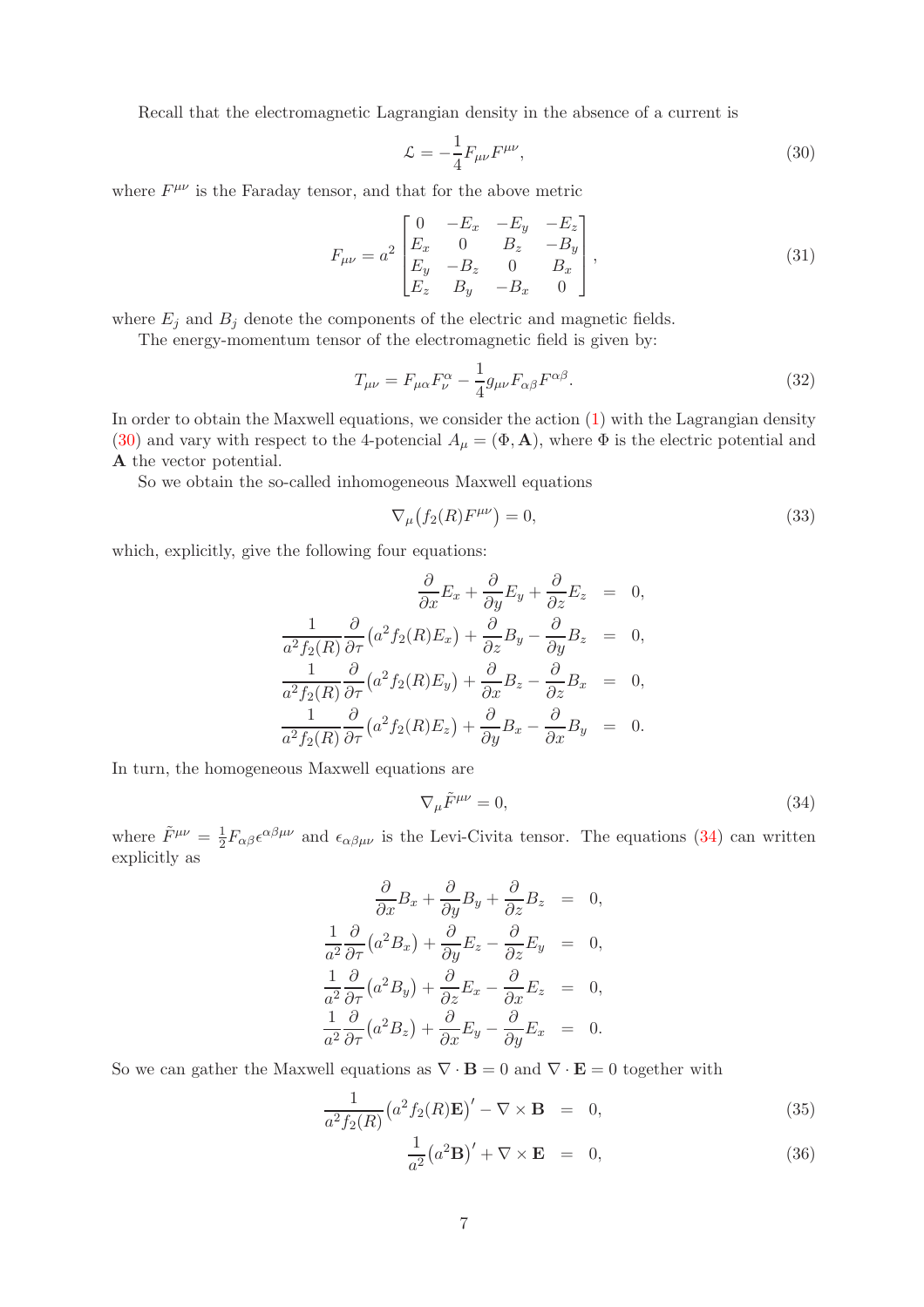Recall that the electromagnetic Lagrangian density in the absence of a current is

$$\mathcal{L} = -\frac{1}{4} F_{\mu\nu} F^{\mu\nu}, \tag{30}$$

where $F^{\mu\nu}$ is the Faraday tensor, and that for the above metric

$$F_{\mu\nu} = a^2 \begin{bmatrix} 0 & -E_x & -E_y & -E_z \\ E_x & 0 & B_z & -B_y \\ E_y & -B_z & 0 & B_x \\ E_z & B_y & -B_x & 0 \end{bmatrix}, \tag{31}$$

where $E_j$ and $B_j$ denote the components of the electric and magnetic fields.

The energy-momentum tensor of the electromagnetic field is given by:

$$T_{\mu\nu} = F_{\mu\alpha} F^{\alpha}_{\nu} - \frac{1}{4} g_{\mu\nu} F_{\alpha\beta} F^{\alpha\beta}. \tag{32}$$

In order to obtain the Maxwell equations, we consider the action (1) with the Lagrangian density (30) and vary with respect to the 4-potencial $A_\mu = (\Phi, \mathbf{A})$, where $\Phi$ is the electric potential and $\mathbf{A}$ the vector potential.

So we obtain the so-called inhomogeneous Maxwell equations

$$\nabla_\mu \big( f_2(R) F^{\mu\nu} \big) = 0, \tag{33}$$

which, explicitly, give the following four equations:

$$\begin{aligned}
\frac{\partial}{\partial x} E_x + \frac{\partial}{\partial y} E_y + \frac{\partial}{\partial z} E_z &= 0, \\
\frac{1}{a^2 f_2(R)} \frac{\partial}{\partial \tau} \big( a^2 f_2(R) E_x \big) + \frac{\partial}{\partial z} B_y - \frac{\partial}{\partial y} B_z &= 0, \\
\frac{1}{a^2 f_2(R)} \frac{\partial}{\partial \tau} \big( a^2 f_2(R) E_y \big) + \frac{\partial}{\partial x} B_z - \frac{\partial}{\partial z} B_x &= 0, \\
\frac{1}{a^2 f_2(R)} \frac{\partial}{\partial \tau} \big( a^2 f_2(R) E_z \big) + \frac{\partial}{\partial y} B_x - \frac{\partial}{\partial x} B_y &= 0.
\end{aligned}$$

In turn, the homogeneous Maxwell equations are

$$\nabla_\mu \tilde{F}^{\mu\nu} = 0, \tag{34}$$

where $\tilde{F}^{\mu\nu} = \frac{1}{2} F_{\alpha\beta} \epsilon^{\alpha\beta\mu\nu}$ and $\epsilon_{\alpha\beta\mu\nu}$ is the Levi-Civita tensor. The equations (34) can written explicitly as

$$\begin{aligned}
\frac{\partial}{\partial x} B_x + \frac{\partial}{\partial y} B_y + \frac{\partial}{\partial z} B_z &= 0, \\
\frac{1}{a^2} \frac{\partial}{\partial \tau} \big( a^2 B_x \big) + \frac{\partial}{\partial y} E_z - \frac{\partial}{\partial z} E_y &= 0, \\
\frac{1}{a^2} \frac{\partial}{\partial \tau} \big( a^2 B_y \big) + \frac{\partial}{\partial z} E_x - \frac{\partial}{\partial x} E_z &= 0, \\
\frac{1}{a^2} \frac{\partial}{\partial \tau} \big( a^2 B_z \big) + \frac{\partial}{\partial x} E_y - \frac{\partial}{\partial y} E_x &= 0.
\end{aligned}$$

So we can gather the Maxwell equations as $\nabla \cdot \mathbf{B} = 0$ and $\nabla \cdot \mathbf{E} = 0$ together with

$$\frac{1}{a^2 f_2(R)} \big( a^2 f_2(R) \mathbf{E} \big)' - \nabla \times \mathbf{B} = 0, \tag{35}$$

$$\frac{1}{a^2} \big( a^2 \mathbf{B} \big)' + \nabla \times \mathbf{E} = 0, \tag{36}$$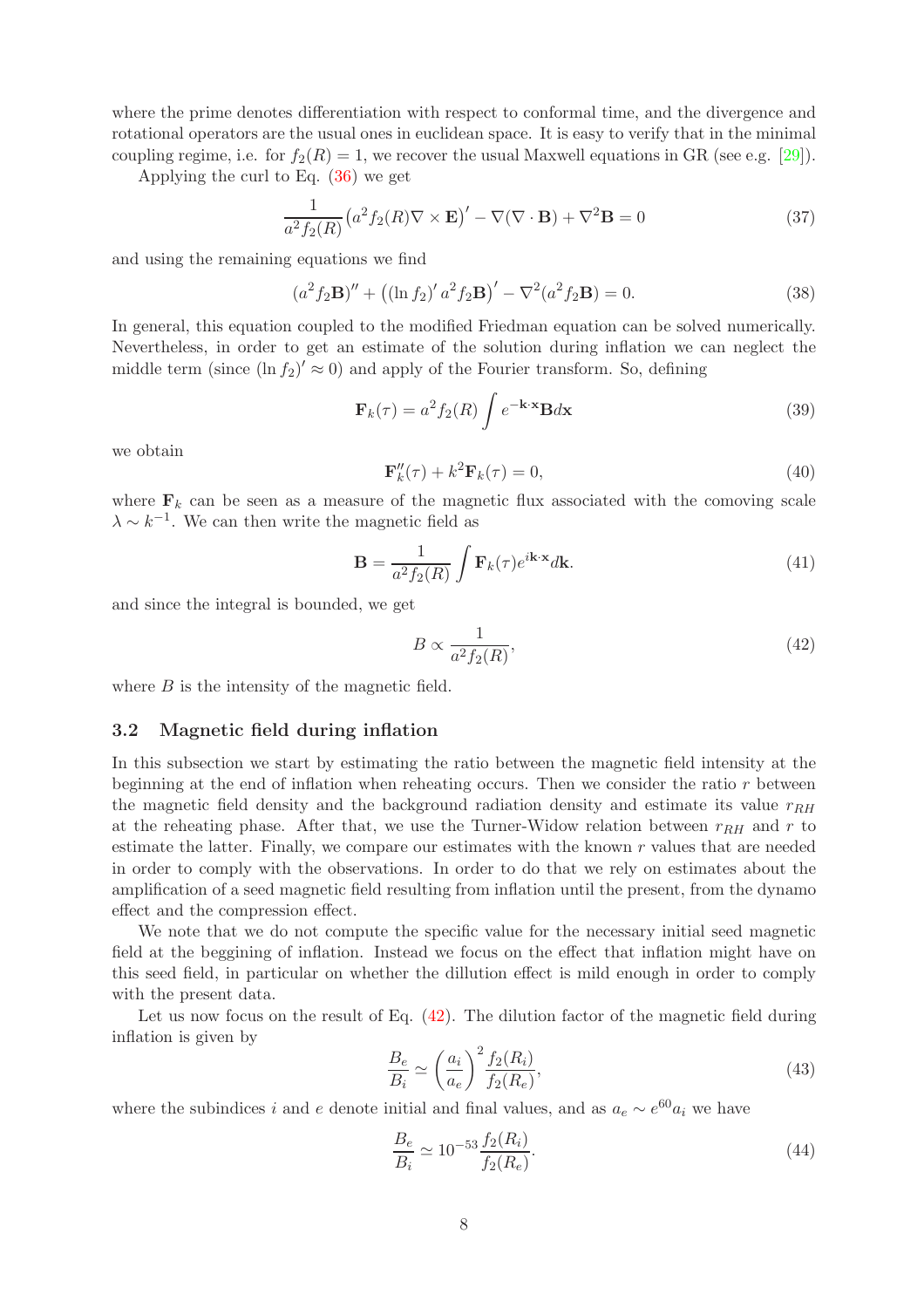where the prime denotes differentiation with respect to conformal time, and the divergence and rotational operators are the usual ones in euclidean space. It is easy to verify that in the minimal coupling regime, i.e. for $f_2(R) = 1$, we recover the usual Maxwell equations in GR (see e.g. [29]).

Applying the curl to Eq. (36) we get

$$\frac{1}{a^2 f_2(R)}\left(a^2 f_2(R)\nabla \times \mathbf{E}\right)' - \nabla(\nabla \cdot \mathbf{B}) + \nabla^2 \mathbf{B} = 0 \tag{37}$$

and using the remaining equations we find

$$(a^2 f_2 \mathbf{B})'' + \left((\ln f_2)' a^2 f_2 \mathbf{B}\right)' - \nabla^2 (a^2 f_2 \mathbf{B}) = 0. \tag{38}$$

In general, this equation coupled to the modified Friedman equation can be solved numerically. Nevertheless, in order to get an estimate of the solution during inflation we can neglect the middle term (since $(\ln f_2)' \approx 0$) and apply of the Fourier transform. So, defining

$$\mathbf{F}_k(\tau) = a^2 f_2(R) \int e^{-\mathbf{k}\cdot\mathbf{x}} \mathbf{B} d\mathbf{x} \tag{39}$$

we obtain

$$\mathbf{F}_k''(\tau) + k^2 \mathbf{F}_k(\tau) = 0, \tag{40}$$

where $\mathbf{F}_k$ can be seen as a measure of the magnetic flux associated with the comoving scale $\lambda \sim k^{-1}$. We can then write the magnetic field as

$$\mathbf{B} = \frac{1}{a^2 f_2(R)} \int \mathbf{F}_k(\tau) e^{i\mathbf{k}\cdot\mathbf{x}} d\mathbf{k}. \tag{41}$$

and since the integral is bounded, we get

$$B \propto \frac{1}{a^2 f_2(R)}, \tag{42}$$

where $B$ is the intensity of the magnetic field.

### 3.2 Magnetic field during inflation

In this subsection we start by estimating the ratio between the magnetic field intensity at the beginning at the end of inflation when reheating occurs. Then we consider the ratio $r$ between the magnetic field density and the background radiation density and estimate its value $r_{RH}$ at the reheating phase. After that, we use the Turner-Widow relation between $r_{RH}$ and $r$ to estimate the latter. Finally, we compare our estimates with the known $r$ values that are needed in order to comply with the observations. In order to do that we rely on estimates about the amplification of a seed magnetic field resulting from inflation until the present, from the dynamo effect and the compression effect.

We note that we do not compute the specific value for the necessary initial seed magnetic field at the beggining of inflation. Instead we focus on the effect that inflation might have on this seed field, in particular on whether the dillution effect is mild enough in order to comply with the present data.

Let us now focus on the result of Eq. (42). The dilution factor of the magnetic field during inflation is given by

$$\frac{B_e}{B_i} \simeq \left(\frac{a_i}{a_e}\right)^2 \frac{f_2(R_i)}{f_2(R_e)}, \tag{43}$$

where the subindices $i$ and $e$ denote initial and final values, and as $a_e \sim e^{60} a_i$ we have

$$\frac{B_e}{B_i} \simeq 10^{-53} \frac{f_2(R_i)}{f_2(R_e)}. \tag{44}$$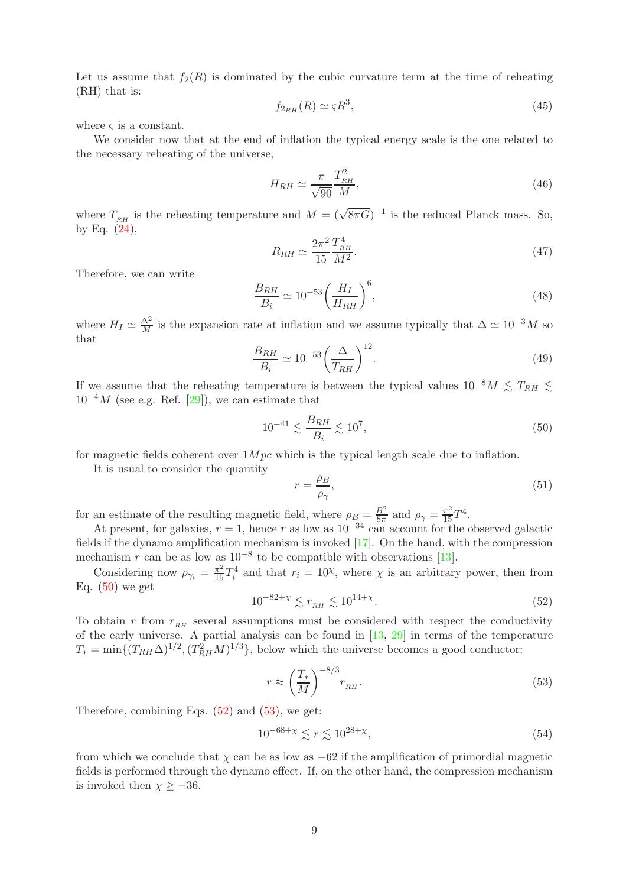Let us assume that $f_2(R)$ is dominated by the cubic curvature term at the time of reheating (RH) that is:

$$f_{2_{RH}}(R) \simeq \varsigma R^3, \tag{45}$$

where $\varsigma$ is a constant.

We consider now that at the end of inflation the typical energy scale is the one related to the necessary reheating of the universe,

$$H_{RH} \simeq \frac{\pi}{\sqrt{90}} \frac{T_{_{RH}}^2}{M}, \tag{46}$$

where $T_{_{RH}}$ is the reheating temperature and $M = (\sqrt{8\pi G})^{-1}$ is the reduced Planck mass. So, by Eq. (24),

$$R_{RH} \simeq \frac{2\pi^2}{15} \frac{T_{_{RH}}^4}{M^2}. \tag{47}$$

Therefore, we can write

$$\frac{B_{RH}}{B_i} \simeq 10^{-53} \left( \frac{H_I}{H_{RH}} \right)^6, \tag{48}$$

where $H_I \simeq \frac{\Delta^2}{M}$ is the expansion rate at inflation and we assume typically that $\Delta \simeq 10^{-3} M$ so that

$$\frac{B_{RH}}{B_i} \simeq 10^{-53} \left( \frac{\Delta}{T_{RH}} \right)^{12}. \tag{49}$$

If we assume that the reheating temperature is between the typical values $10^{-8} M \lesssim T_{RH} \lesssim 10^{-4} M$ (see e.g. Ref. [29]), we can estimate that

$$10^{-41} \lesssim \frac{B_{RH}}{B_i} \lesssim 10^{7}, \tag{50}$$

for magnetic fields coherent over $1 Mpc$ which is the typical length scale due to inflation.

It is usual to consider the quantity

$$r = \frac{\rho_B}{\rho_\gamma}, \tag{51}$$

for an estimate of the resulting magnetic field, where $\rho_B = \frac{B^2}{8\pi}$ and $\rho_\gamma = \frac{\pi^2}{15} T^4$.

At present, for galaxies, $r = 1$, hence $r$ as low as $10^{-34}$ can account for the observed galactic fields if the dynamo amplification mechanism is invoked [17]. On the hand, with the compression mechanism $r$ can be as low as $10^{-8}$ to be compatible with observations [13].

Considering now $\rho_{\gamma_i} = \frac{\pi^2}{15} T_i^4$ and that $r_i = 10^{\chi}$, where $\chi$ is an arbitrary power, then from Eq. (50) we get

$$10^{-82+\chi} \lesssim r_{_{RH}} \lesssim 10^{14+\chi}. \tag{52}$$

To obtain $r$ from $r_{_{RH}}$ several assumptions must be considered with respect the conductivity of the early universe. A partial analysis can be found in [13, 29] in terms of the temperature $T_* = \min\{(T_{RH}\Delta)^{1/2}, (T_{RH}^2 M)^{1/3}\}$, below which the universe becomes a good conductor:

$$r \approx \left( \frac{T_*}{M} \right)^{-8/3} r_{_{RH}}. \tag{53}$$

Therefore, combining Eqs. (52) and (53), we get:

$$10^{-68+\chi} \lesssim r \lesssim 10^{28+\chi}, \tag{54}$$

from which we conclude that $\chi$ can be as low as $-62$ if the amplification of primordial magnetic fields is performed through the dynamo effect. If, on the other hand, the compression mechanism is invoked then $\chi \geq -36$.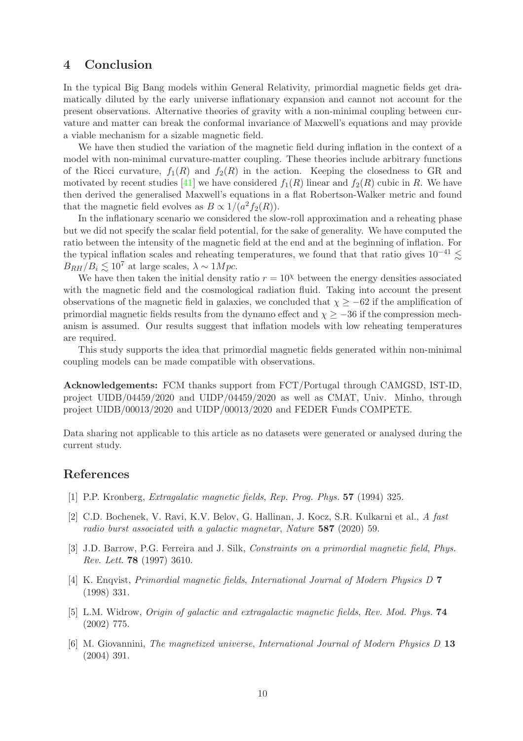## 4 Conclusion

In the typical Big Bang models within General Relativity, primordial magnetic fields get dramatically diluted by the early universe inflationary expansion and cannot not account for the present observations. Alternative theories of gravity with a non-minimal coupling between curvature and matter can break the conformal invariance of Maxwell's equations and may provide a viable mechanism for a sizable magnetic field.

We have then studied the variation of the magnetic field during inflation in the context of a model with non-minimal curvature-matter coupling. These theories include arbitrary functions of the Ricci curvature, $f_1(R)$ and $f_2(R)$ in the action. Keeping the closedness to GR and motivated by recent studies [41] we have considered $f_1(R)$ linear and $f_2(R)$ cubic in $R$. We have then derived the generalised Maxwell's equations in a flat Robertson-Walker metric and found that the magnetic field evolves as $B \propto 1/(a^2 f_2(R))$.

In the inflationary scenario we considered the slow-roll approximation and a reheating phase but we did not specify the scalar field potential, for the sake of generality. We have computed the ratio between the intensity of the magnetic field at the end and at the beginning of inflation. For the typical inflation scales and reheating temperatures, we found that that ratio gives $10^{-41} \lesssim B_{RH}/B_i \lesssim 10^7$ at large scales, $\lambda \sim 1Mpc$.

We have then taken the initial density ratio $r = 10^\chi$ between the energy densities associated with the magnetic field and the cosmological radiation fluid. Taking into account the present observations of the magnetic field in galaxies, we concluded that $\chi \geq -62$ if the amplification of primordial magnetic fields results from the dynamo effect and $\chi \geq -36$ if the compression mechanism is assumed. Our results suggest that inflation models with low reheating temperatures are required.

This study supports the idea that primordial magnetic fields generated within non-minimal coupling models can be made compatible with observations.

**Acknowledgements:** FCM thanks support from FCT/Portugal through CAMGSD, IST-ID, project UIDB/04459/2020 and UIDP/04459/2020 as well as CMAT, Univ. Minho, through project UIDB/00013/2020 and UIDP/00013/2020 and FEDER Funds COMPETE.

Data sharing not applicable to this article as no datasets were generated or analysed during the current study.

## References

[1] P.P. Kronberg, *Extragalatic magnetic fields*, *Rep. Prog. Phys.* **57** (1994) 325.

[2] C.D. Bochenek, V. Ravi, K.V. Belov, G. Hallinan, J. Kocz, S.R. Kulkarni et al., *A fast radio burst associated with a galactic magnetar*, *Nature* **587** (2020) 59.

[3] J.D. Barrow, P.G. Ferreira and J. Silk, *Constraints on a primordial magnetic field*, *Phys. Rev. Lett.* **78** (1997) 3610.

[4] K. Enqvist, *Primordial magnetic fields*, *International Journal of Modern Physics D* **7** (1998) 331.

[5] L.M. Widrow, *Origin of galactic and extragalactic magnetic fields*, *Rev. Mod. Phys.* **74** (2002) 775.

[6] M. Giovannini, *The magnetized universe*, *International Journal of Modern Physics D* **13** (2004) 391.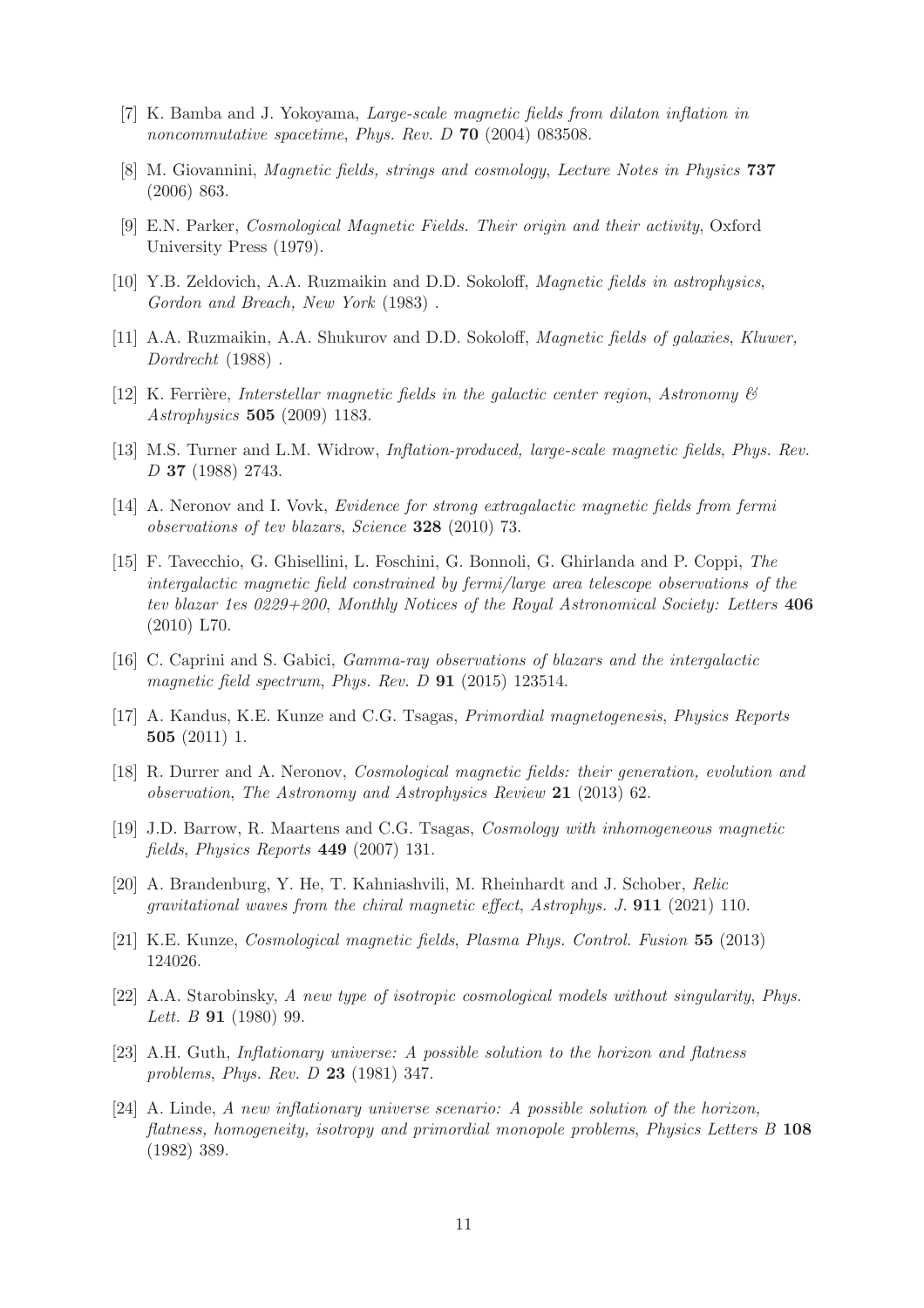[7] K. Bamba and J. Yokoyama, *Large-scale magnetic fields from dilaton inflation in noncommutative spacetime*, *Phys. Rev. D* **70** (2004) 083508.

[8] M. Giovannini, *Magnetic fields, strings and cosmology*, *Lecture Notes in Physics* **737** (2006) 863.

[9] E.N. Parker, *Cosmological Magnetic Fields. Their origin and their activity*, Oxford University Press (1979).

[10] Y.B. Zeldovich, A.A. Ruzmaikin and D.D. Sokoloff, *Magnetic fields in astrophysics*, *Gordon and Breach, New York* (1983) .

[11] A.A. Ruzmaikin, A.A. Shukurov and D.D. Sokoloff, *Magnetic fields of galaxies*, *Kluwer, Dordrecht* (1988) .

[12] K. Ferrière, *Interstellar magnetic fields in the galactic center region*, *Astronomy & Astrophysics* **505** (2009) 1183.

[13] M.S. Turner and L.M. Widrow, *Inflation-produced, large-scale magnetic fields*, *Phys. Rev. D* **37** (1988) 2743.

[14] A. Neronov and I. Vovk, *Evidence for strong extragalactic magnetic fields from fermi observations of tev blazars*, *Science* **328** (2010) 73.

[15] F. Tavecchio, G. Ghisellini, L. Foschini, G. Bonnoli, G. Ghirlanda and P. Coppi, *The intergalactic magnetic field constrained by fermi/large area telescope observations of the tev blazar 1es 0229+200*, *Monthly Notices of the Royal Astronomical Society: Letters* **406** (2010) L70.

[16] C. Caprini and S. Gabici, *Gamma-ray observations of blazars and the intergalactic magnetic field spectrum*, *Phys. Rev. D* **91** (2015) 123514.

[17] A. Kandus, K.E. Kunze and C.G. Tsagas, *Primordial magnetogenesis*, *Physics Reports* **505** (2011) 1.

[18] R. Durrer and A. Neronov, *Cosmological magnetic fields: their generation, evolution and observation*, *The Astronomy and Astrophysics Review* **21** (2013) 62.

[19] J.D. Barrow, R. Maartens and C.G. Tsagas, *Cosmology with inhomogeneous magnetic fields*, *Physics Reports* **449** (2007) 131.

[20] A. Brandenburg, Y. He, T. Kahniashvili, M. Rheinhardt and J. Schober, *Relic gravitational waves from the chiral magnetic effect*, *Astrophys. J.* **911** (2021) 110.

[21] K.E. Kunze, *Cosmological magnetic fields*, *Plasma Phys. Control. Fusion* **55** (2013) 124026.

[22] A.A. Starobinsky, *A new type of isotropic cosmological models without singularity*, *Phys. Lett. B* **91** (1980) 99.

[23] A.H. Guth, *Inflationary universe: A possible solution to the horizon and flatness problems*, *Phys. Rev. D* **23** (1981) 347.

[24] A. Linde, *A new inflationary universe scenario: A possible solution of the horizon, flatness, homogeneity, isotropy and primordial monopole problems*, *Physics Letters B* **108** (1982) 389.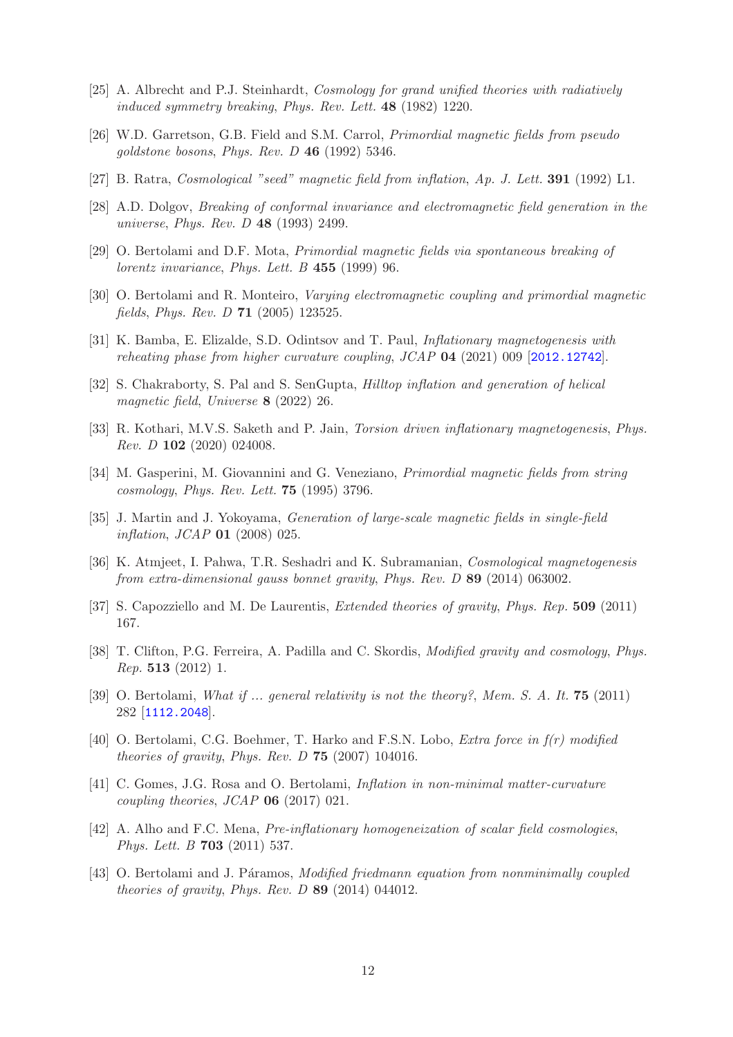[25] A. Albrecht and P.J. Steinhardt, *Cosmology for grand unified theories with radiatively induced symmetry breaking*, *Phys. Rev. Lett.* **48** (1982) 1220.

[26] W.D. Garretson, G.B. Field and S.M. Carrol, *Primordial magnetic fields from pseudo goldstone bosons*, *Phys. Rev. D* **46** (1992) 5346.

[27] B. Ratra, *Cosmological "seed" magnetic field from inflation*, *Ap. J. Lett.* **391** (1992) L1.

[28] A.D. Dolgov, *Breaking of conformal invariance and electromagnetic field generation in the universe*, *Phys. Rev. D* **48** (1993) 2499.

[29] O. Bertolami and D.F. Mota, *Primordial magnetic fields via spontaneous breaking of lorentz invariance*, *Phys. Lett. B* **455** (1999) 96.

[30] O. Bertolami and R. Monteiro, *Varying electromagnetic coupling and primordial magnetic fields*, *Phys. Rev. D* **71** (2005) 123525.

[31] K. Bamba, E. Elizalde, S.D. Odintsov and T. Paul, *Inflationary magnetogenesis with reheating phase from higher curvature coupling*, *JCAP* **04** (2021) 009 [2012.12742].

[32] S. Chakraborty, S. Pal and S. SenGupta, *Hilltop inflation and generation of helical magnetic field*, *Universe* **8** (2022) 26.

[33] R. Kothari, M.V.S. Saketh and P. Jain, *Torsion driven inflationary magnetogenesis*, *Phys. Rev. D* **102** (2020) 024008.

[34] M. Gasperini, M. Giovannini and G. Veneziano, *Primordial magnetic fields from string cosmology*, *Phys. Rev. Lett.* **75** (1995) 3796.

[35] J. Martin and J. Yokoyama, *Generation of large-scale magnetic fields in single-field inflation*, *JCAP* **01** (2008) 025.

[36] K. Atmjeet, I. Pahwa, T.R. Seshadri and K. Subramanian, *Cosmological magnetogenesis from extra-dimensional gauss bonnet gravity*, *Phys. Rev. D* **89** (2014) 063002.

[37] S. Capozziello and M. De Laurentis, *Extended theories of gravity*, *Phys. Rep.* **509** (2011) 167.

[38] T. Clifton, P.G. Ferreira, A. Padilla and C. Skordis, *Modified gravity and cosmology*, *Phys. Rep.* **513** (2012) 1.

[39] O. Bertolami, *What if ... general relativity is not the theory?*, *Mem. S. A. It.* **75** (2011) 282 [1112.2048].

[40] O. Bertolami, C.G. Boehmer, T. Harko and F.S.N. Lobo, *Extra force in f(r) modified theories of gravity*, *Phys. Rev. D* **75** (2007) 104016.

[41] C. Gomes, J.G. Rosa and O. Bertolami, *Inflation in non-minimal matter-curvature coupling theories*, *JCAP* **06** (2017) 021.

[42] A. Alho and F.C. Mena, *Pre-inflationary homogeneization of scalar field cosmologies*, *Phys. Lett. B* **703** (2011) 537.

[43] O. Bertolami and J. Páramos, *Modified friedmann equation from nonminimally coupled theories of gravity*, *Phys. Rev. D* **89** (2014) 044012.